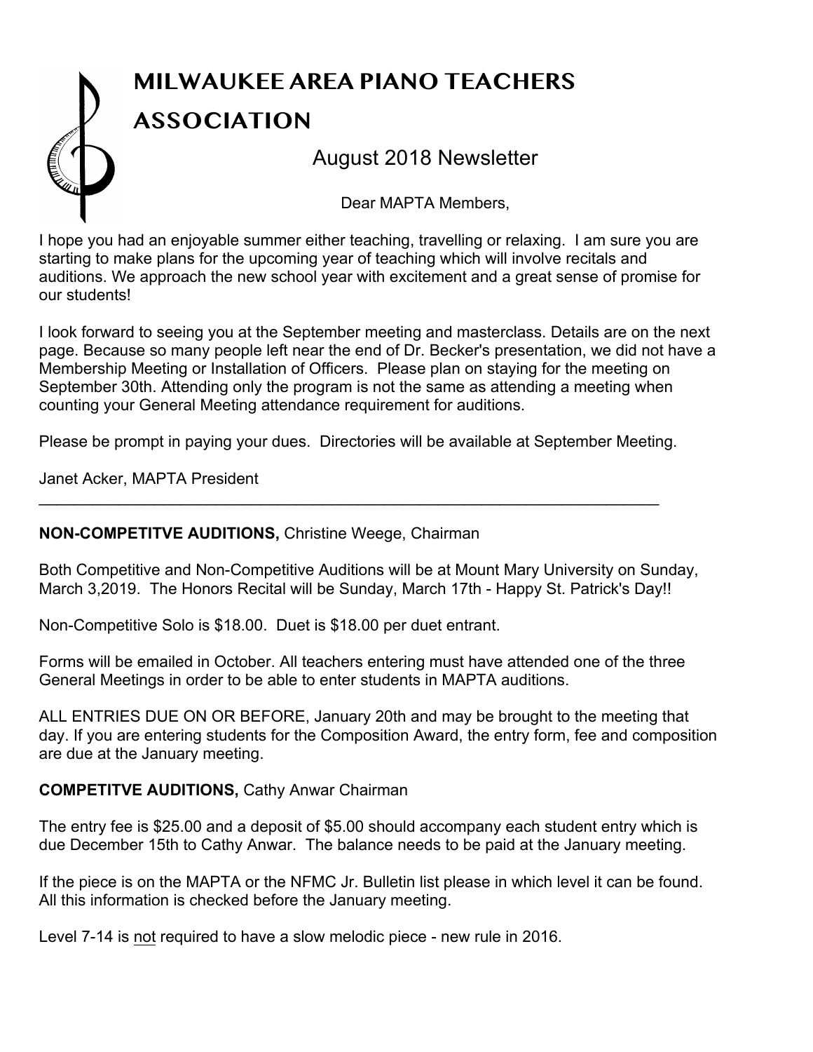# MILWAUKEE AREA PIANO TEACHERS ASSOCIATION

## August 2018 Newsletter

Dear MAPTA Members,

I hope you had an enjoyable summer either teaching, travelling or relaxing. I am sure you are starting to make plans for the upcoming year of teaching which will involve recitals and auditions. We approach the new school year with excitement and a great sense of promise for our students!

I look forward to seeing you at the September meeting and masterclass. Details are on the next page. Because so many people left near the end of Dr. Becker's presentation, we did not have a Membership Meeting or Installation of Officers. Please plan on staying for the meeting on September 30th. Attending only the program is not the same as attending a meeting when counting your General Meeting attendance requirement for auditions.

Please be prompt in paying your dues. Directories will be available at September Meeting.

Janet Acker, MAPTA President

---

**NON-COMPETITVE AUDITIONS,** Christine Weege, Chairman

Both Competitive and Non-Competitive Auditions will be at Mount Mary University on Sunday, March 3,2019. The Honors Recital will be Sunday, March 17th - Happy St. Patrick's Day!!

Non-Competitive Solo is $18.00. Duet is $18.00 per duet entrant.

Forms will be emailed in October. All teachers entering must have attended one of the three General Meetings in order to be able to enter students in MAPTA auditions.

ALL ENTRIES DUE ON OR BEFORE, January 20th and may be brought to the meeting that day. If you are entering students for the Composition Award, the entry form, fee and composition are due at the January meeting.

**COMPETITVE AUDITIONS,** Cathy Anwar Chairman

The entry fee is $25.00 and a deposit of $5.00 should accompany each student entry which is due December 15th to Cathy Anwar. The balance needs to be paid at the January meeting.

If the piece is on the MAPTA or the NFMC Jr. Bulletin list please in which level it can be found. All this information is checked before the January meeting.

Level 7-14 is <u>not</u> required to have a slow melodic piece - new rule in 2016.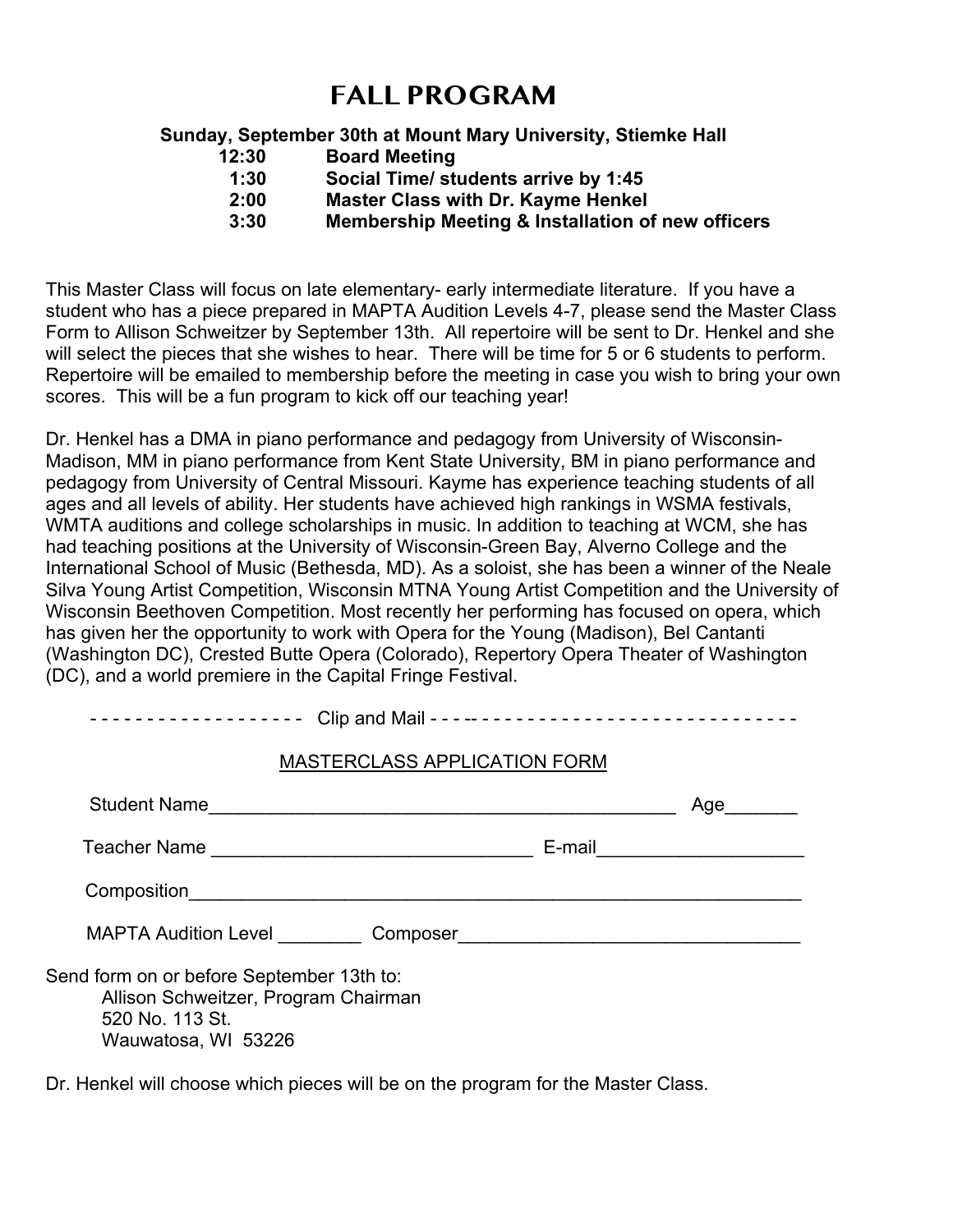# FALL PROGRAM

**Sunday, September 30th at Mount Mary University, Stiemke Hall**

| | |
|---|---|
| **12:30** | **Board Meeting** |
| **1:30** | **Social Time/ students arrive by 1:45** |
| **2:00** | **Master Class with Dr. Kayme Henkel** |
| **3:30** | **Membership Meeting & Installation of new officers** |

This Master Class will focus on late elementary- early intermediate literature. If you have a student who has a piece prepared in MAPTA Audition Levels 4-7, please send the Master Class Form to Allison Schweitzer by September 13th. All repertoire will be sent to Dr. Henkel and she will select the pieces that she wishes to hear. There will be time for 5 or 6 students to perform. Repertoire will be emailed to membership before the meeting in case you wish to bring your own scores. This will be a fun program to kick off our teaching year!

Dr. Henkel has a DMA in piano performance and pedagogy from University of Wisconsin-Madison, MM in piano performance from Kent State University, BM in piano performance and pedagogy from University of Central Missouri. Kayme has experience teaching students of all ages and all levels of ability. Her students have achieved high rankings in WSMA festivals, WMTA auditions and college scholarships in music. In addition to teaching at WCM, she has had teaching positions at the University of Wisconsin-Green Bay, Alverno College and the International School of Music (Bethesda, MD). As a soloist, she has been a winner of the Neale Silva Young Artist Competition, Wisconsin MTNA Young Artist Competition and the University of Wisconsin Beethoven Competition. Most recently her performing has focused on opera, which has given her the opportunity to work with Opera for the Young (Madison), Bel Cantanti (Washington DC), Crested Butte Opera (Colorado), Repertory Opera Theater of Washington (DC), and a world premiere in the Capital Fringe Festival.

- - - - - - - - - - - - - - - - - - - Clip and Mail - - - - - - - - - - - - - - - - - - - - - - - - - - - - - - - - -

MASTERCLASS APPLICATION FORM

Student Name_______________________________________________ Age_______

Teacher Name _______________________________ E-mail___________________

Composition_____________________________________________________________

MAPTA Audition Level ________ Composer_________________________________

Send form on or before September 13th to:
Allison Schweitzer, Program Chairman
520 No. 113 St.
Wauwatosa, WI 53226

Dr. Henkel will choose which pieces will be on the program for the Master Class.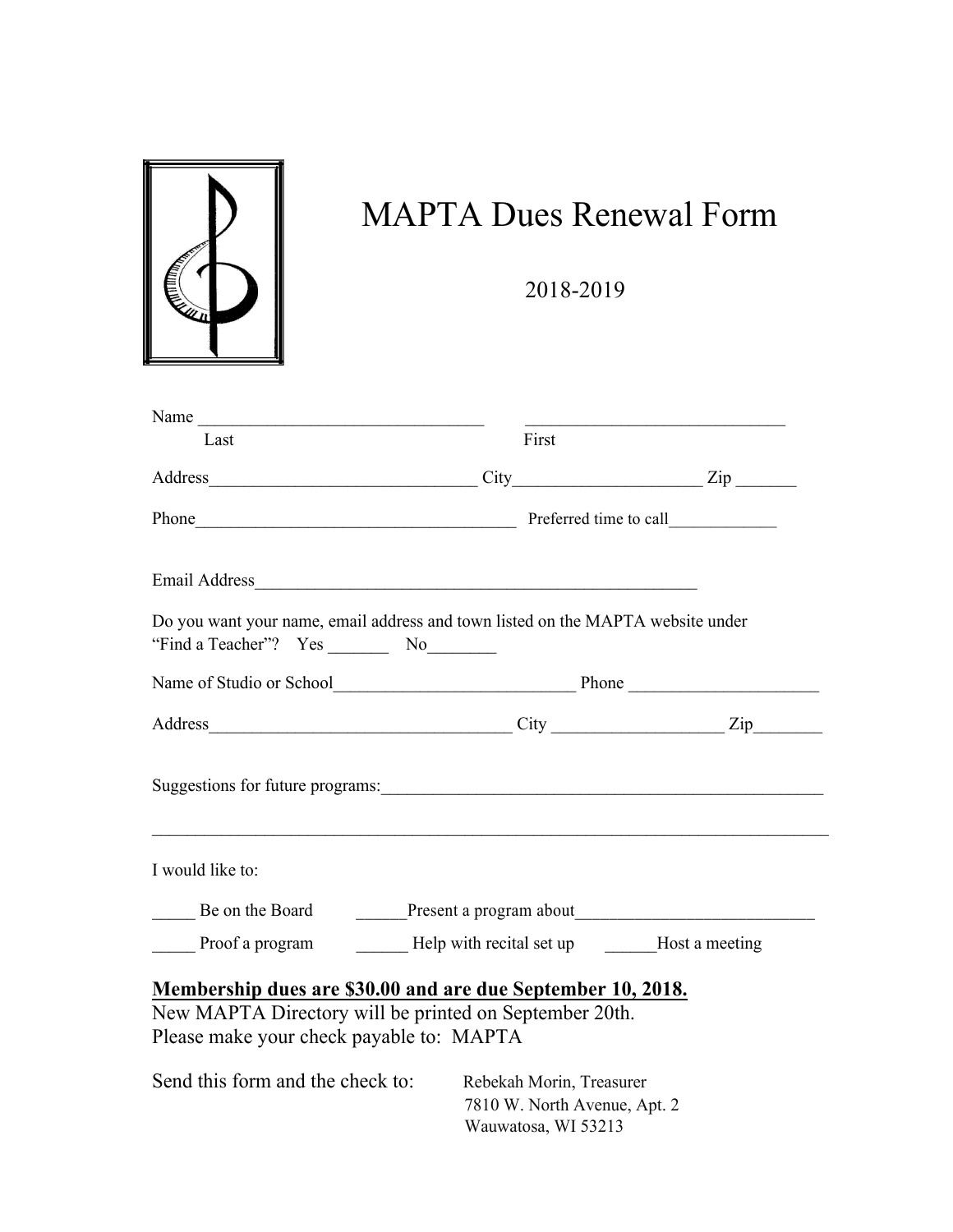# MAPTA Dues Renewal Form

2018-2019

Name _________________________________ _______________________________
Last First

Address______________________________ City_____________________ Zip _______

Phone____________________________________ Preferred time to call_____________

Email Address____________________________________________________

Do you want your name, email address and town listed on the MAPTA website under "Find a Teacher"? Yes _______ No________

Name of Studio or School___________________________ Phone _____________________

Address__________________________________ City ___________________ Zip________

Suggestions for future programs:___________________________________________________

______________________________________________________________________________

I would like to:

_____ Be on the Board ______Present a program about___________________________

_____ Proof a program ______ Help with recital set up ______Host a meeting

**Membership dues are $30.00 and are due September 10, 2018.**
New MAPTA Directory will be printed on September 20th.
Please make your check payable to: MAPTA

Send this form and the check to:
Rebekah Morin, Treasurer
7810 W. North Avenue, Apt. 2
Wauwatosa, WI 53213